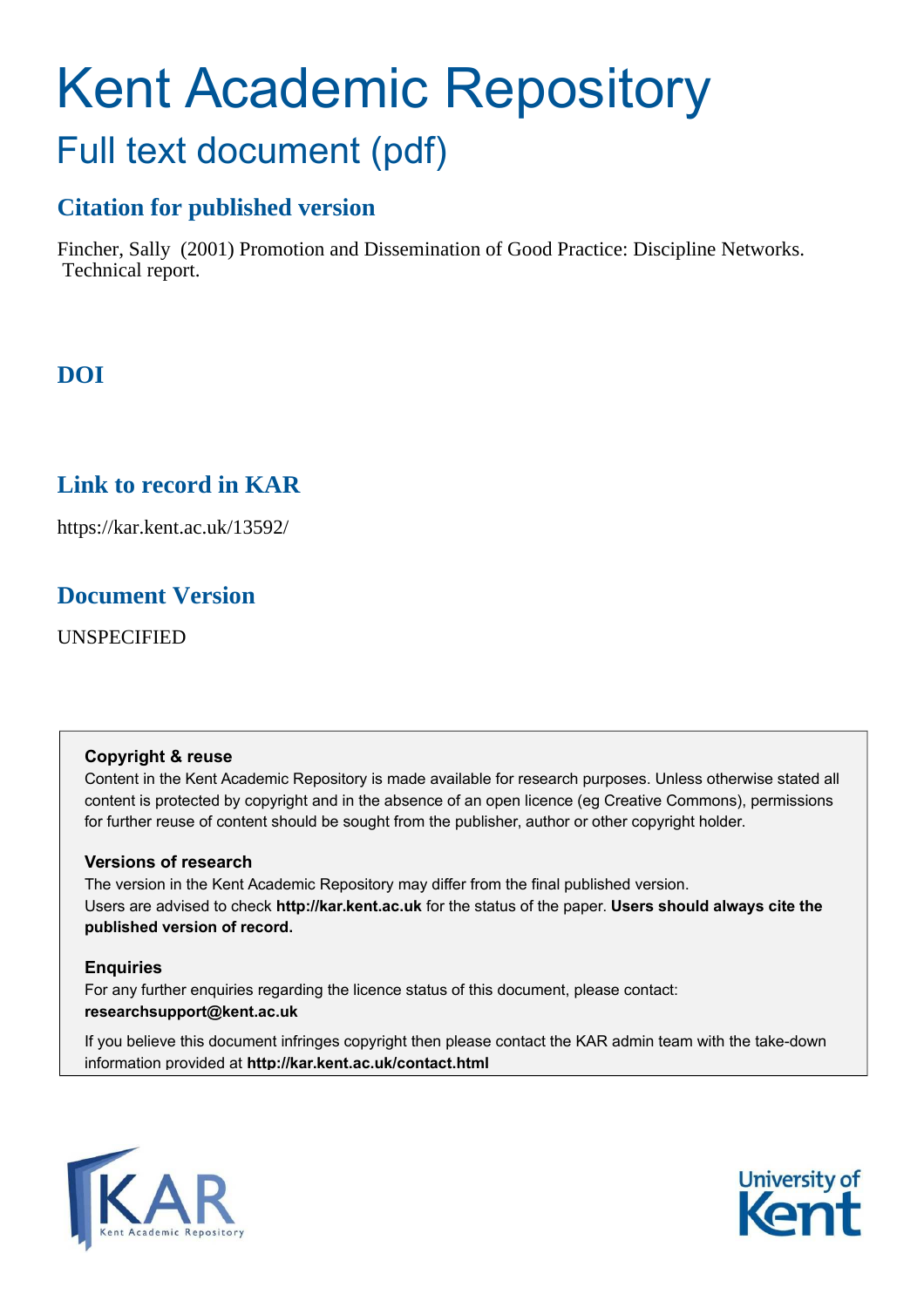# Kent Academic Repository

## Full text document (pdf)

### Citation for published version

Fincher, Sally (2001) Promotion and Dissemination of Good Practice: Discipline Networks. Technical report.

### DOI

### Link to record in KAR

https://kar.kent.ac.uk/13592/

### Document Version

UNSPECIFIED

**Copyright & reuse**

Content in the Kent Academic Repository is made available for research purposes. Unless otherwise stated all content is protected by copyright and in the absence of an open licence (eg Creative Commons), permissions for further reuse of content should be sought from the publisher, author or other copyright holder.

**Versions of research**

The version in the Kent Academic Repository may differ from the final published version. Users are advised to check **http://kar.kent.ac.uk** for the status of the paper. **Users should always cite the published version of record.**

**Enquiries**

For any further enquiries regarding the licence status of this document, please contact: **researchsupport@kent.ac.uk**

If you believe this document infringes copyright then please contact the KAR admin team with the take-down information provided at **http://kar.kent.ac.uk/contact.html**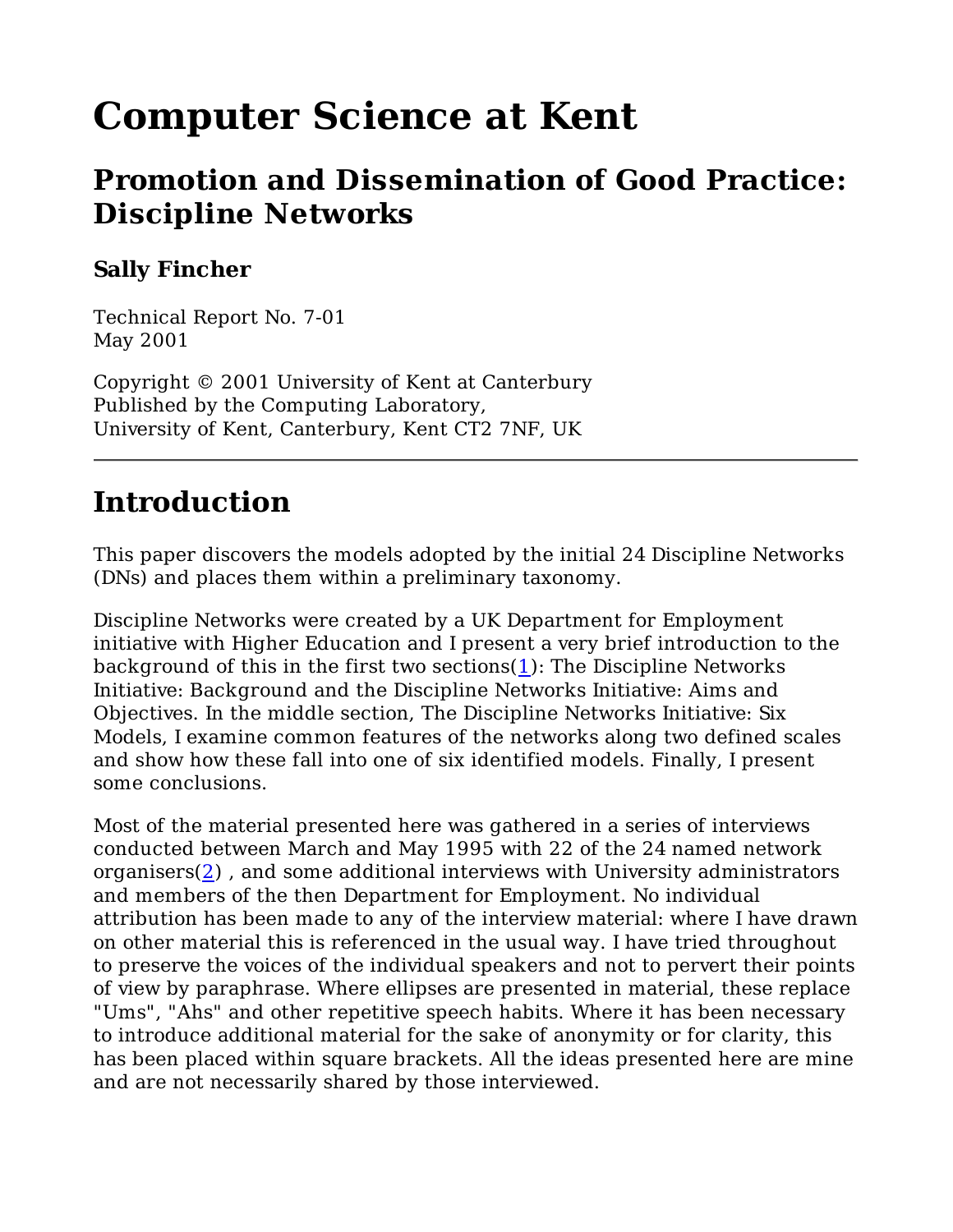# Computer Science at Kent

## Promotion and Dissemination of Good Practice: Discipline Networks

### Sally Fincher

Technical Report No. 7-01
May 2001

Copyright © 2001 University of Kent at Canterbury
Published by the Computing Laboratory,
University of Kent, Canterbury, Kent CT2 7NF, UK

---

## Introduction

This paper discovers the models adopted by the initial 24 Discipline Networks (DNs) and places them within a preliminary taxonomy.

Discipline Networks were created by a UK Department for Employment initiative with Higher Education and I present a very brief introduction to the background of this in the first two sections(1): The Discipline Networks Initiative: Background and the Discipline Networks Initiative: Aims and Objectives. In the middle section, The Discipline Networks Initiative: Six Models, I examine common features of the networks along two defined scales and show how these fall into one of six identified models. Finally, I present some conclusions.

Most of the material presented here was gathered in a series of interviews conducted between March and May 1995 with 22 of the 24 named network organisers(2) , and some additional interviews with University administrators and members of the then Department for Employment. No individual attribution has been made to any of the interview material: where I have drawn on other material this is referenced in the usual way. I have tried throughout to preserve the voices of the individual speakers and not to pervert their points of view by paraphrase. Where ellipses are presented in material, these replace "Ums", "Ahs" and other repetitive speech habits. Where it has been necessary to introduce additional material for the sake of anonymity or for clarity, this has been placed within square brackets. All the ideas presented here are mine and are not necessarily shared by those interviewed.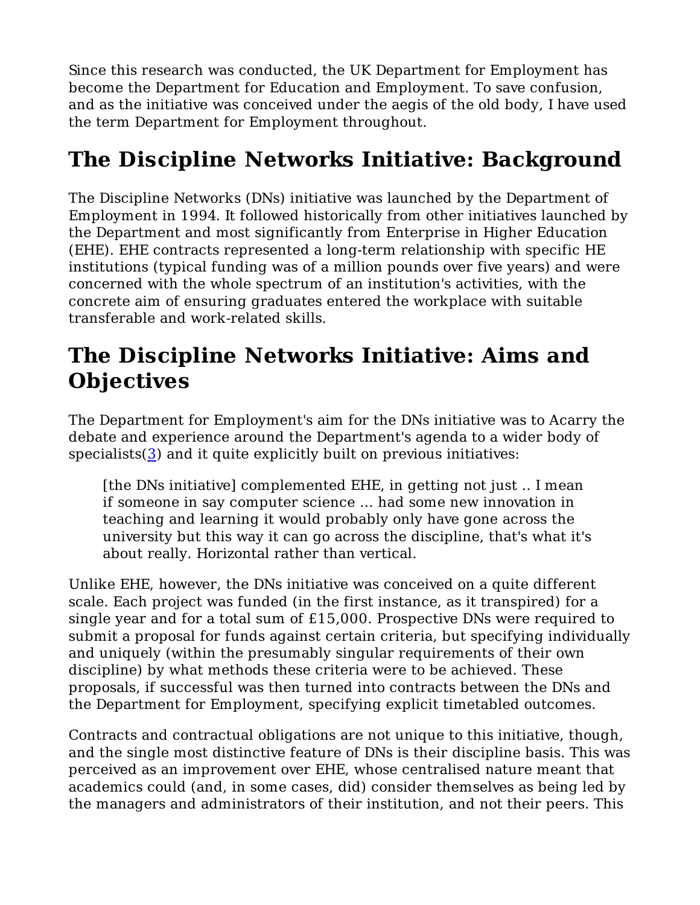Since this research was conducted, the UK Department for Employment has become the Department for Education and Employment. To save confusion, and as the initiative was conceived under the aegis of the old body, I have used the term Department for Employment throughout.

## The Discipline Networks Initiative: Background

The Discipline Networks (DNs) initiative was launched by the Department of Employment in 1994. It followed historically from other initiatives launched by the Department and most significantly from Enterprise in Higher Education (EHE). EHE contracts represented a long-term relationship with specific HE institutions (typical funding was of a million pounds over five years) and were concerned with the whole spectrum of an institution's activities, with the concrete aim of ensuring graduates entered the workplace with suitable transferable and work-related skills.

## The Discipline Networks Initiative: Aims and Objectives

The Department for Employment's aim for the DNs initiative was to Acarry the debate and experience around the Department's agenda to a wider body of specialists(3) and it quite explicitly built on previous initiatives:

> [the DNs initiative] complemented EHE, in getting not just .. I mean if someone in say computer science ... had some new innovation in teaching and learning it would probably only have gone across the university but this way it can go across the discipline, that's what it's about really. Horizontal rather than vertical.

Unlike EHE, however, the DNs initiative was conceived on a quite different scale. Each project was funded (in the first instance, as it transpired) for a single year and for a total sum of £15,000. Prospective DNs were required to submit a proposal for funds against certain criteria, but specifying individually and uniquely (within the presumably singular requirements of their own discipline) by what methods these criteria were to be achieved. These proposals, if successful was then turned into contracts between the DNs and the Department for Employment, specifying explicit timetabled outcomes.

Contracts and contractual obligations are not unique to this initiative, though, and the single most distinctive feature of DNs is their discipline basis. This was perceived as an improvement over EHE, whose centralised nature meant that academics could (and, in some cases, did) consider themselves as being led by the managers and administrators of their institution, and not their peers. This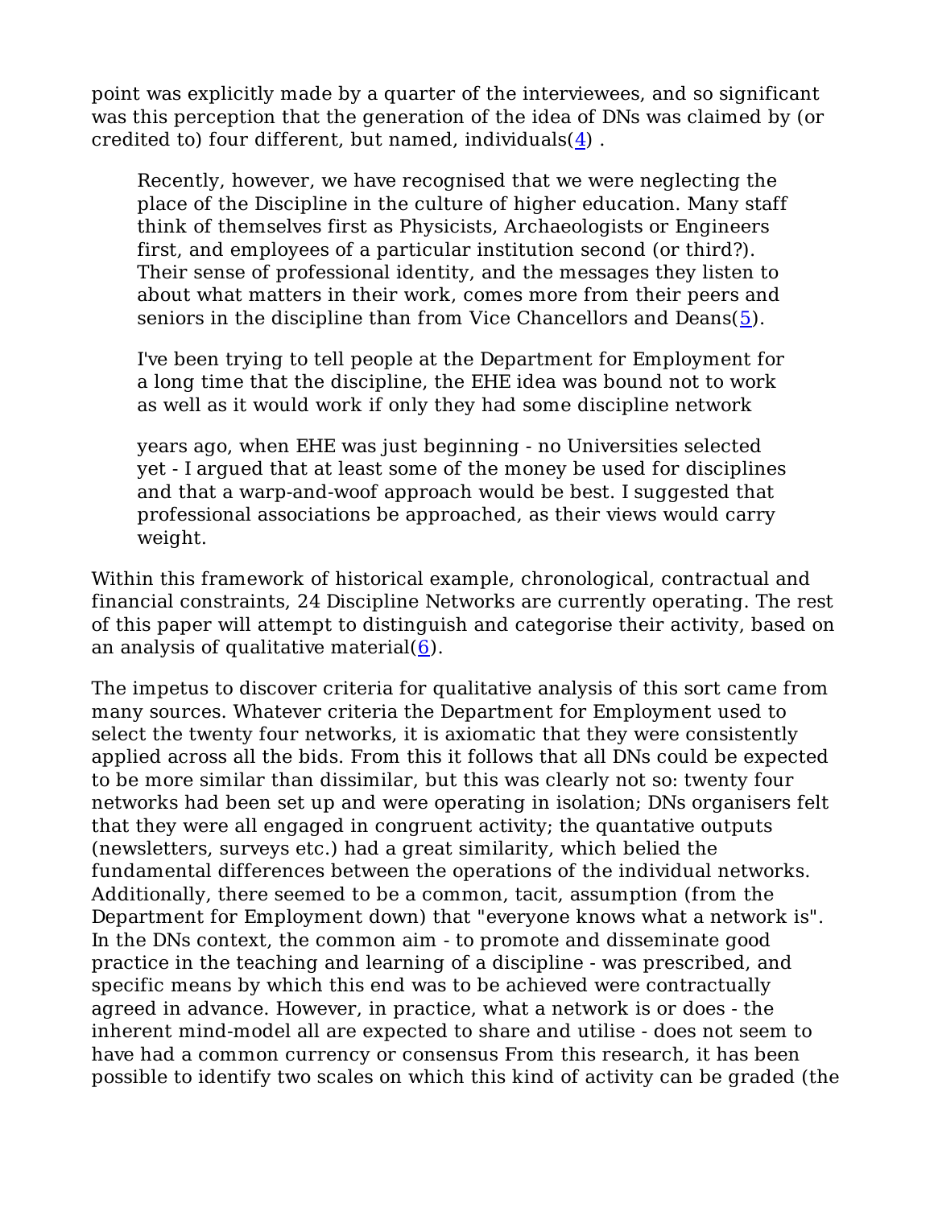point was explicitly made by a quarter of the interviewees, and so significant was this perception that the generation of the idea of DNs was claimed by (or credited to) four different, but named, individuals(4) .

> Recently, however, we have recognised that we were neglecting the place of the Discipline in the culture of higher education. Many staff think of themselves first as Physicists, Archaeologists or Engineers first, and employees of a particular institution second (or third?). Their sense of professional identity, and the messages they listen to about what matters in their work, comes more from their peers and seniors in the discipline than from Vice Chancellors and Deans(5).

> I've been trying to tell people at the Department for Employment for a long time that the discipline, the EHE idea was bound not to work as well as it would work if only they had some discipline network

> years ago, when EHE was just beginning - no Universities selected yet - I argued that at least some of the money be used for disciplines and that a warp-and-woof approach would be best. I suggested that professional associations be approached, as their views would carry weight.

Within this framework of historical example, chronological, contractual and financial constraints, 24 Discipline Networks are currently operating. The rest of this paper will attempt to distinguish and categorise their activity, based on an analysis of qualitative material(6).

The impetus to discover criteria for qualitative analysis of this sort came from many sources. Whatever criteria the Department for Employment used to select the twenty four networks, it is axiomatic that they were consistently applied across all the bids. From this it follows that all DNs could be expected to be more similar than dissimilar, but this was clearly not so: twenty four networks had been set up and were operating in isolation; DNs organisers felt that they were all engaged in congruent activity; the quantative outputs (newsletters, surveys etc.) had a great similarity, which belied the fundamental differences between the operations of the individual networks. Additionally, there seemed to be a common, tacit, assumption (from the Department for Employment down) that "everyone knows what a network is". In the DNs context, the common aim - to promote and disseminate good practice in the teaching and learning of a discipline - was prescribed, and specific means by which this end was to be achieved were contractually agreed in advance. However, in practice, what a network is or does - the inherent mind-model all are expected to share and utilise - does not seem to have had a common currency or consensus From this research, it has been possible to identify two scales on which this kind of activity can be graded (the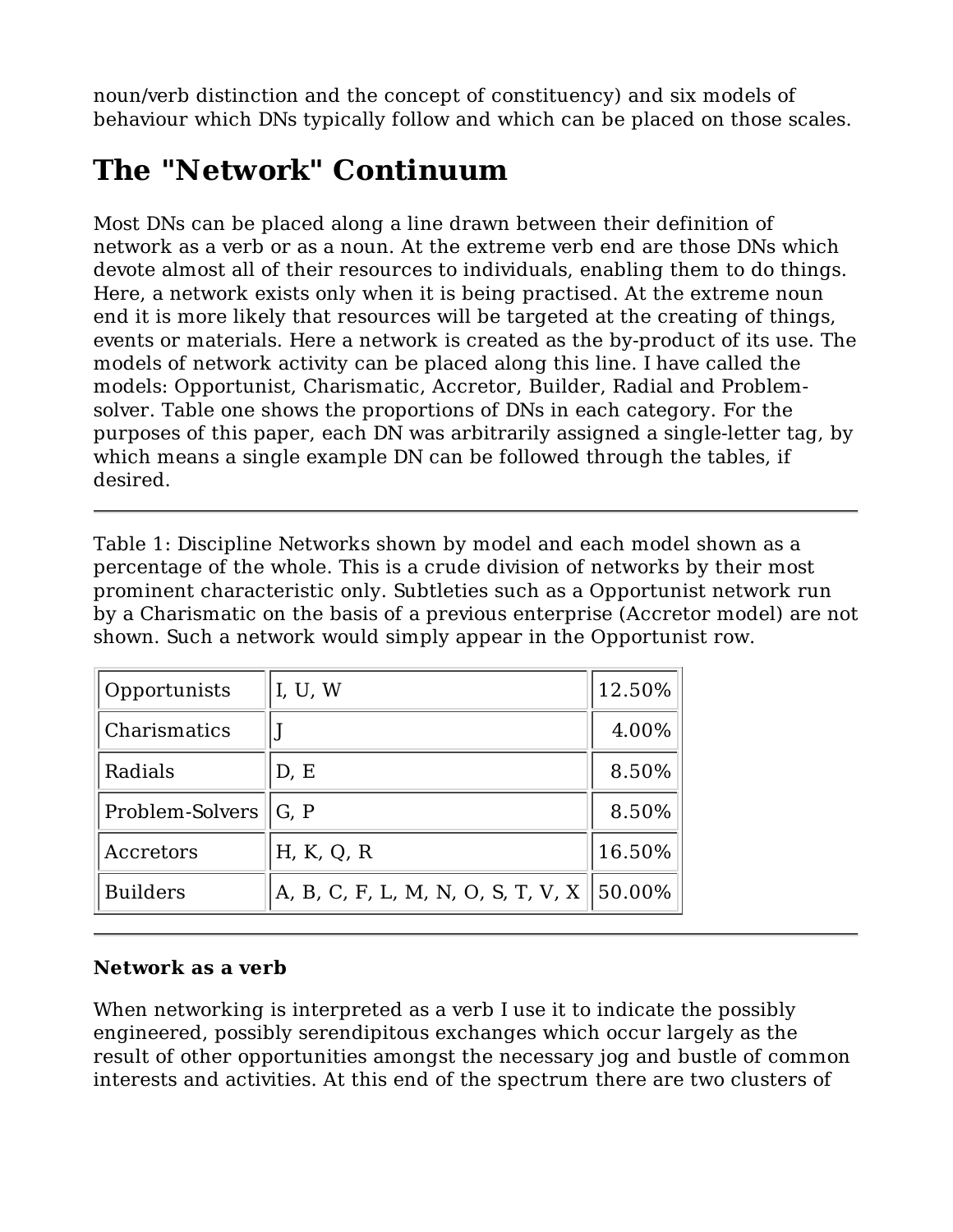noun/verb distinction and the concept of constituency) and six models of behaviour which DNs typically follow and which can be placed on those scales.

# The "Network" Continuum

Most DNs can be placed along a line drawn between their definition of network as a verb or as a noun. At the extreme verb end are those DNs which devote almost all of their resources to individuals, enabling them to do things. Here, a network exists only when it is being practised. At the extreme noun end it is more likely that resources will be targeted at the creating of things, events or materials. Here a network is created as the by-product of its use. The models of network activity can be placed along this line. I have called the models: Opportunist, Charismatic, Accretor, Builder, Radial and Problem-solver. Table one shows the proportions of DNs in each category. For the purposes of this paper, each DN was arbitrarily assigned a single-letter tag, by which means a single example DN can be followed through the tables, if desired.

---

Table 1: Discipline Networks shown by model and each model shown as a percentage of the whole. This is a crude division of networks by their most prominent characteristic only. Subtleties such as a Opportunist network run by a Charismatic on the basis of a previous enterprise (Accretor model) are not shown. Such a network would simply appear in the Opportunist row.

| | | |
|---|---|---|
| Opportunists | I, U, W | 12.50% |
| Charismatics | J | 4.00% |
| Radials | D, E | 8.50% |
| Problem-Solvers | G, P | 8.50% |
| Accretors | H, K, Q, R | 16.50% |
| Builders | A, B, C, F, L, M, N, O, S, T, V, X | 50.00% |

---

### Network as a verb

When networking is interpreted as a verb I use it to indicate the possibly engineered, possibly serendipitous exchanges which occur largely as the result of other opportunities amongst the necessary jog and bustle of common interests and activities. At this end of the spectrum there are two clusters of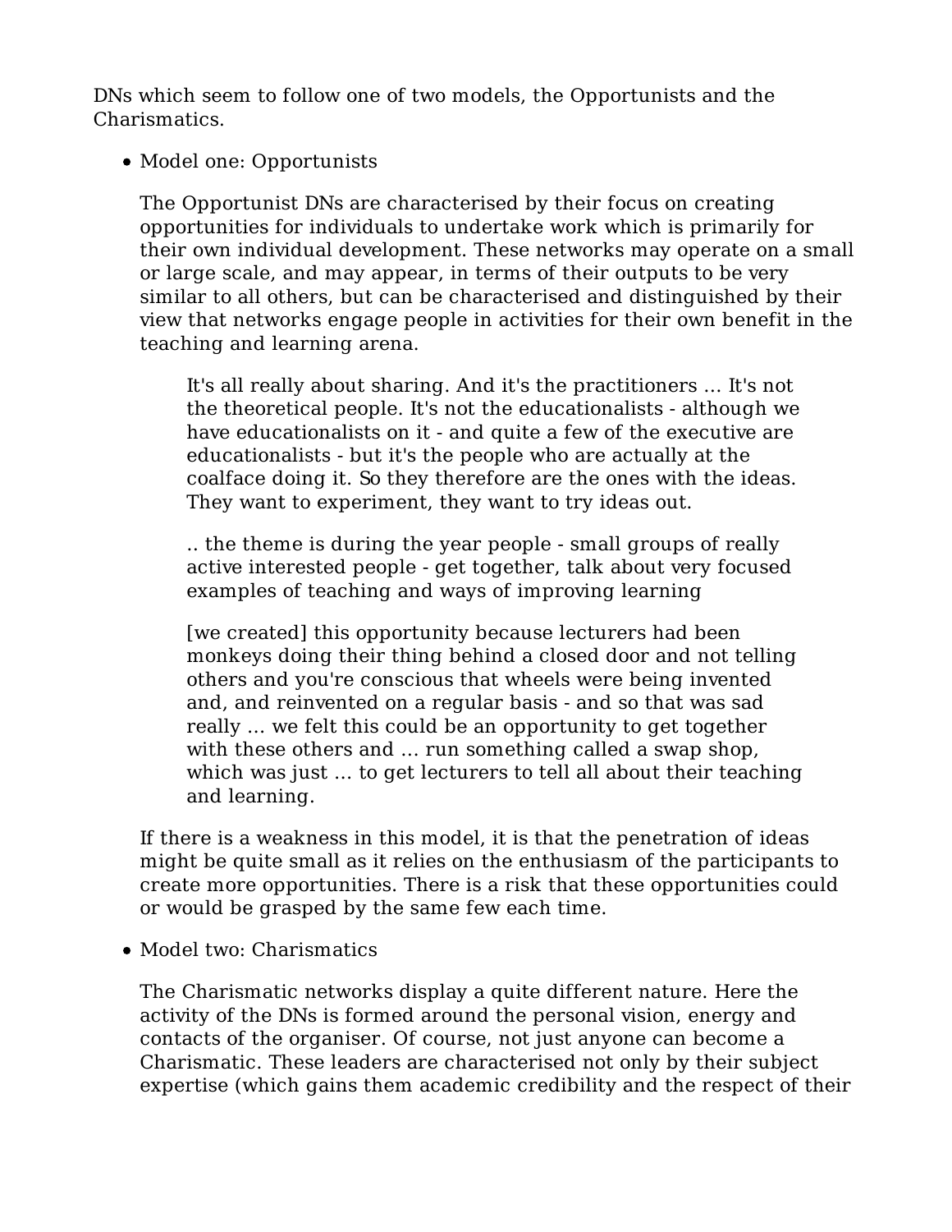DNs which seem to follow one of two models, the Opportunists and the Charismatics.

- Model one: Opportunists

  The Opportunist DNs are characterised by their focus on creating opportunities for individuals to undertake work which is primarily for their own individual development. These networks may operate on a small or large scale, and may appear, in terms of their outputs to be very similar to all others, but can be characterised and distinguished by their view that networks engage people in activities for their own benefit in the teaching and learning arena.

  > It's all really about sharing. And it's the practitioners ... It's not the theoretical people. It's not the educationalists - although we have educationalists on it - and quite a few of the executive are educationalists - but it's the people who are actually at the coalface doing it. So they therefore are the ones with the ideas. They want to experiment, they want to try ideas out.
  >
  > .. the theme is during the year people - small groups of really active interested people - get together, talk about very focused examples of teaching and ways of improving learning
  >
  > [we created] this opportunity because lecturers had been monkeys doing their thing behind a closed door and not telling others and you're conscious that wheels were being invented and, and reinvented on a regular basis - and so that was sad really ... we felt this could be an opportunity to get together with these others and ... run something called a swap shop, which was just ... to get lecturers to tell all about their teaching and learning.

  If there is a weakness in this model, it is that the penetration of ideas might be quite small as it relies on the enthusiasm of the participants to create more opportunities. There is a risk that these opportunities could or would be grasped by the same few each time.

- Model two: Charismatics

  The Charismatic networks display a quite different nature. Here the activity of the DNs is formed around the personal vision, energy and contacts of the organiser. Of course, not just anyone can become a Charismatic. These leaders are characterised not only by their subject expertise (which gains them academic credibility and the respect of their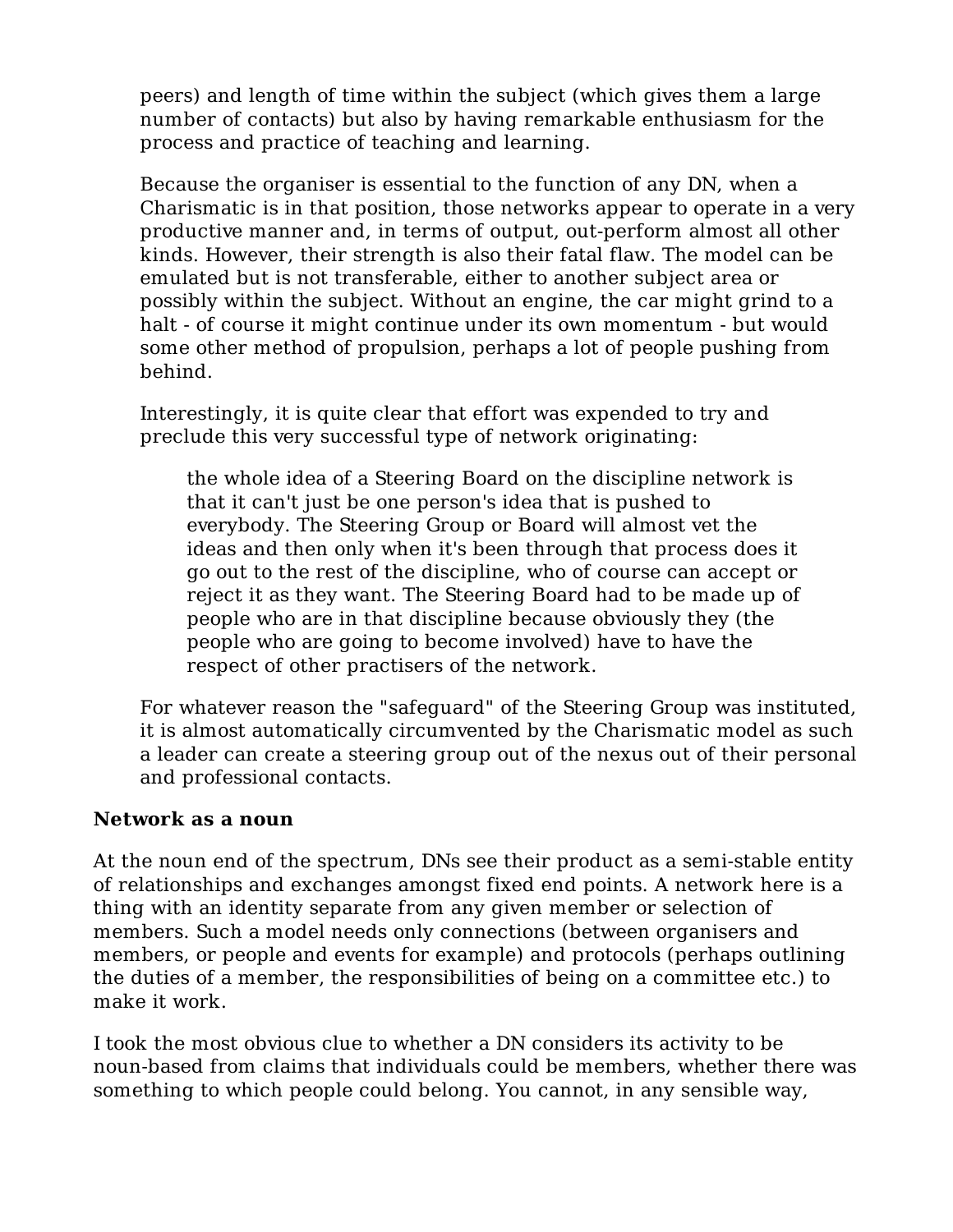peers) and length of time within the subject (which gives them a large number of contacts) but also by having remarkable enthusiasm for the process and practice of teaching and learning.

Because the organiser is essential to the function of any DN, when a Charismatic is in that position, those networks appear to operate in a very productive manner and, in terms of output, out-perform almost all other kinds. However, their strength is also their fatal flaw. The model can be emulated but is not transferable, either to another subject area or possibly within the subject. Without an engine, the car might grind to a halt - of course it might continue under its own momentum - but would some other method of propulsion, perhaps a lot of people pushing from behind.

Interestingly, it is quite clear that effort was expended to try and preclude this very successful type of network originating:

> the whole idea of a Steering Board on the discipline network is that it can't just be one person's idea that is pushed to everybody. The Steering Group or Board will almost vet the ideas and then only when it's been through that process does it go out to the rest of the discipline, who of course can accept or reject it as they want. The Steering Board had to be made up of people who are in that discipline because obviously they (the people who are going to become involved) have to have the respect of other practisers of the network.

For whatever reason the "safeguard" of the Steering Group was instituted, it is almost automatically circumvented by the Charismatic model as such a leader can create a steering group out of the nexus out of their personal and professional contacts.

**Network as a noun**

At the noun end of the spectrum, DNs see their product as a semi-stable entity of relationships and exchanges amongst fixed end points. A network here is a thing with an identity separate from any given member or selection of members. Such a model needs only connections (between organisers and members, or people and events for example) and protocols (perhaps outlining the duties of a member, the responsibilities of being on a committee etc.) to make it work.

I took the most obvious clue to whether a DN considers its activity to be noun-based from claims that individuals could be members, whether there was something to which people could belong. You cannot, in any sensible way,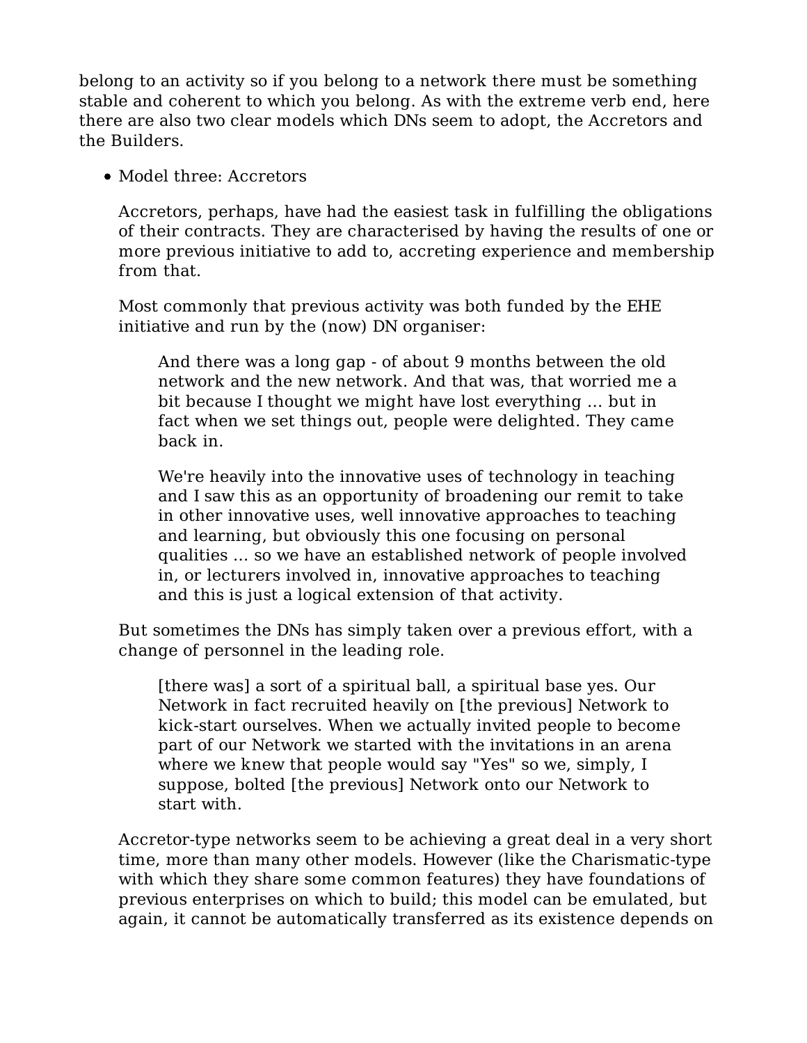belong to an activity so if you belong to a network there must be something stable and coherent to which you belong. As with the extreme verb end, here there are also two clear models which DNs seem to adopt, the Accretors and the Builders.

- Model three: Accretors

  Accretors, perhaps, have had the easiest task in fulfilling the obligations of their contracts. They are characterised by having the results of one or more previous initiative to add to, accreting experience and membership from that.

  Most commonly that previous activity was both funded by the EHE initiative and run by the (now) DN organiser:

  > And there was a long gap - of about 9 months between the old network and the new network. And that was, that worried me a bit because I thought we might have lost everything ... but in fact when we set things out, people were delighted. They came back in.
  >
  > We're heavily into the innovative uses of technology in teaching and I saw this as an opportunity of broadening our remit to take in other innovative uses, well innovative approaches to teaching and learning, but obviously this one focusing on personal qualities ... so we have an established network of people involved in, or lecturers involved in, innovative approaches to teaching and this is just a logical extension of that activity.

  But sometimes the DNs has simply taken over a previous effort, with a change of personnel in the leading role.

  > [there was] a sort of a spiritual ball, a spiritual base yes. Our Network in fact recruited heavily on [the previous] Network to kick-start ourselves. When we actually invited people to become part of our Network we started with the invitations in an arena where we knew that people would say "Yes" so we, simply, I suppose, bolted [the previous] Network onto our Network to start with.

  Accretor-type networks seem to be achieving a great deal in a very short time, more than many other models. However (like the Charismatic-type with which they share some common features) they have foundations of previous enterprises on which to build; this model can be emulated, but again, it cannot be automatically transferred as its existence depends on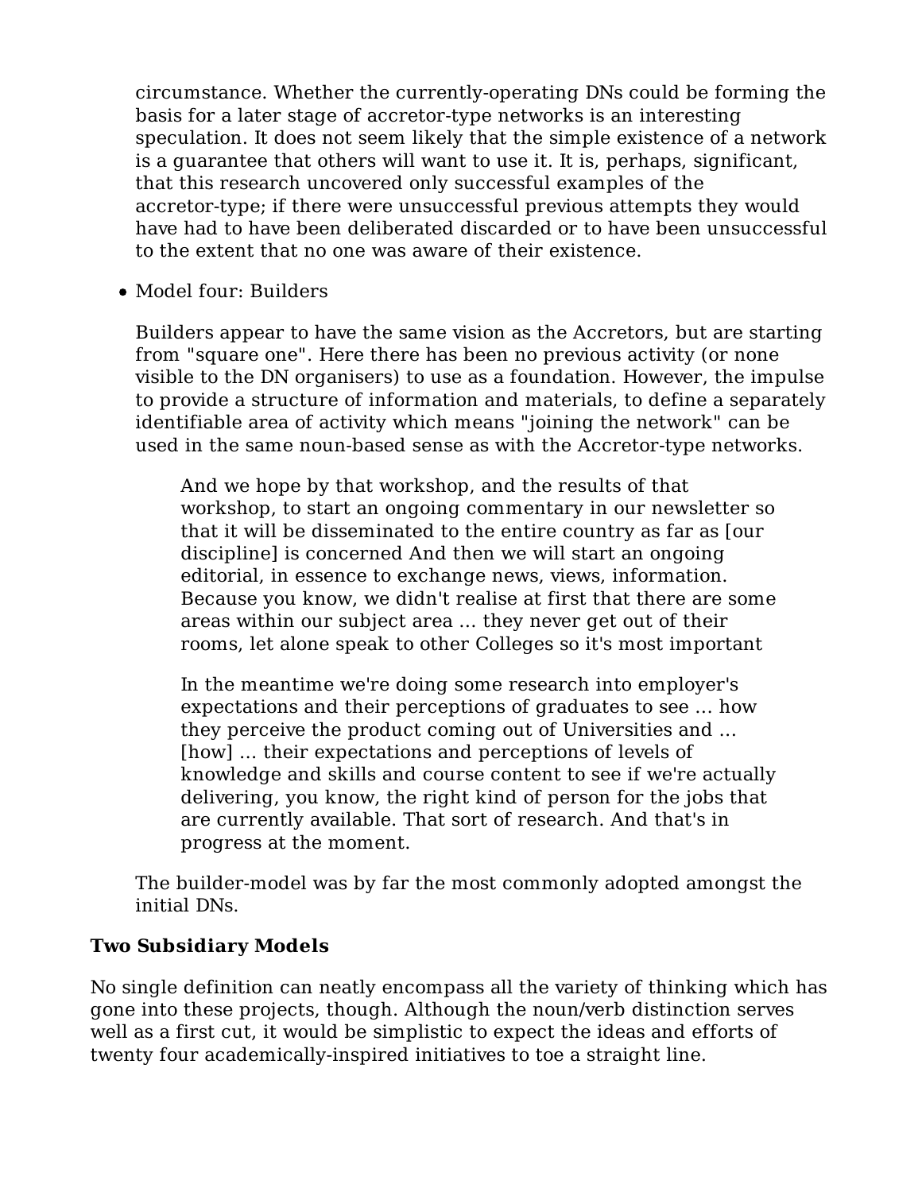circumstance. Whether the currently-operating DNs could be forming the basis for a later stage of accretor-type networks is an interesting speculation. It does not seem likely that the simple existence of a network is a guarantee that others will want to use it. It is, perhaps, significant, that this research uncovered only successful examples of the accretor-type; if there were unsuccessful previous attempts they would have had to have been deliberated discarded or to have been unsuccessful to the extent that no one was aware of their existence.

- Model four: Builders

  Builders appear to have the same vision as the Accretors, but are starting from "square one". Here there has been no previous activity (or none visible to the DN organisers) to use as a foundation. However, the impulse to provide a structure of information and materials, to define a separately identifiable area of activity which means "joining the network" can be used in the same noun-based sense as with the Accretor-type networks.

  > And we hope by that workshop, and the results of that workshop, to start an ongoing commentary in our newsletter so that it will be disseminated to the entire country as far as [our discipline] is concerned And then we will start an ongoing editorial, in essence to exchange news, views, information. Because you know, we didn't realise at first that there are some areas within our subject area ... they never get out of their rooms, let alone speak to other Colleges so it's most important
  >
  > In the meantime we're doing some research into employer's expectations and their perceptions of graduates to see ... how they perceive the product coming out of Universities and ... [how] ... their expectations and perceptions of levels of knowledge and skills and course content to see if we're actually delivering, you know, the right kind of person for the jobs that are currently available. That sort of research. And that's in progress at the moment.

  The builder-model was by far the most commonly adopted amongst the initial DNs.

### Two Subsidiary Models

No single definition can neatly encompass all the variety of thinking which has gone into these projects, though. Although the noun/verb distinction serves well as a first cut, it would be simplistic to expect the ideas and efforts of twenty four academically-inspired initiatives to toe a straight line.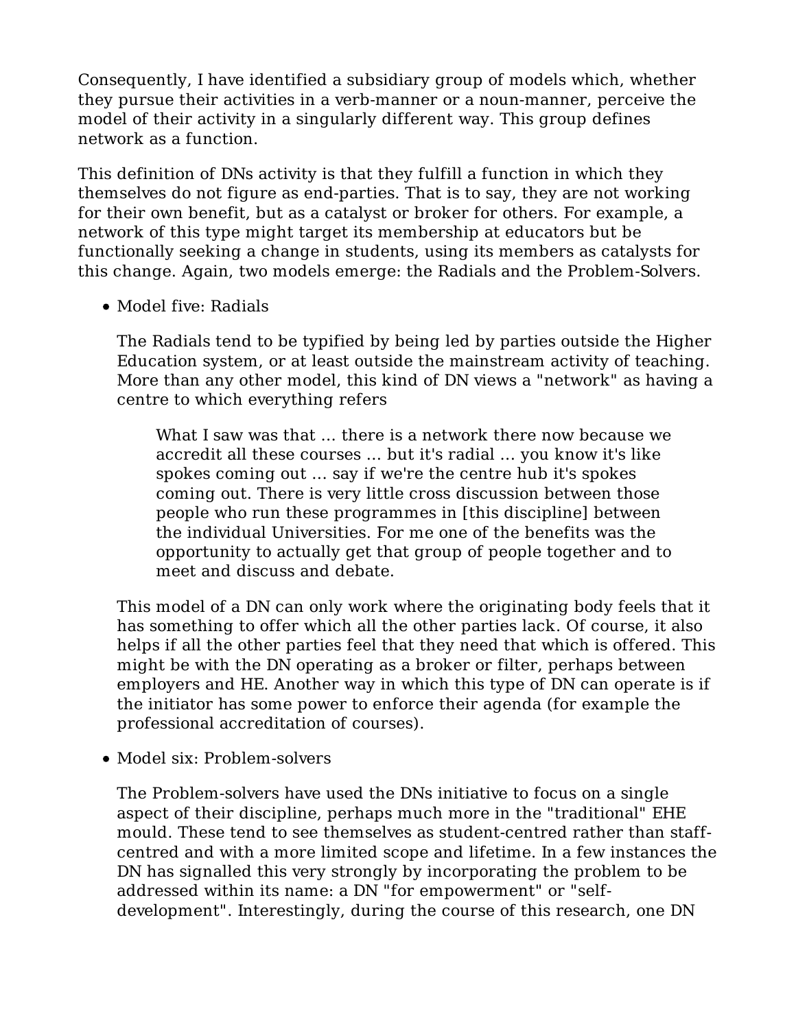Consequently, I have identified a subsidiary group of models which, whether they pursue their activities in a verb-manner or a noun-manner, perceive the model of their activity in a singularly different way. This group defines network as a function.

This definition of DNs activity is that they fulfill a function in which they themselves do not figure as end-parties. That is to say, they are not working for their own benefit, but as a catalyst or broker for others. For example, a network of this type might target its membership at educators but be functionally seeking a change in students, using its members as catalysts for this change. Again, two models emerge: the Radials and the Problem-Solvers.

- Model five: Radials

  The Radials tend to be typified by being led by parties outside the Higher Education system, or at least outside the mainstream activity of teaching. More than any other model, this kind of DN views a "network" as having a centre to which everything refers

  > What I saw was that ... there is a network there now because we accredit all these courses ... but it's radial ... you know it's like spokes coming out ... say if we're the centre hub it's spokes coming out. There is very little cross discussion between those people who run these programmes in [this discipline] between the individual Universities. For me one of the benefits was the opportunity to actually get that group of people together and to meet and discuss and debate.

  This model of a DN can only work where the originating body feels that it has something to offer which all the other parties lack. Of course, it also helps if all the other parties feel that they need that which is offered. This might be with the DN operating as a broker or filter, perhaps between employers and HE. Another way in which this type of DN can operate is if the initiator has some power to enforce their agenda (for example the professional accreditation of courses).

- Model six: Problem-solvers

  The Problem-solvers have used the DNs initiative to focus on a single aspect of their discipline, perhaps much more in the "traditional" EHE mould. These tend to see themselves as student-centred rather than staff-centred and with a more limited scope and lifetime. In a few instances the DN has signalled this very strongly by incorporating the problem to be addressed within its name: a DN "for empowerment" or "self-development". Interestingly, during the course of this research, one DN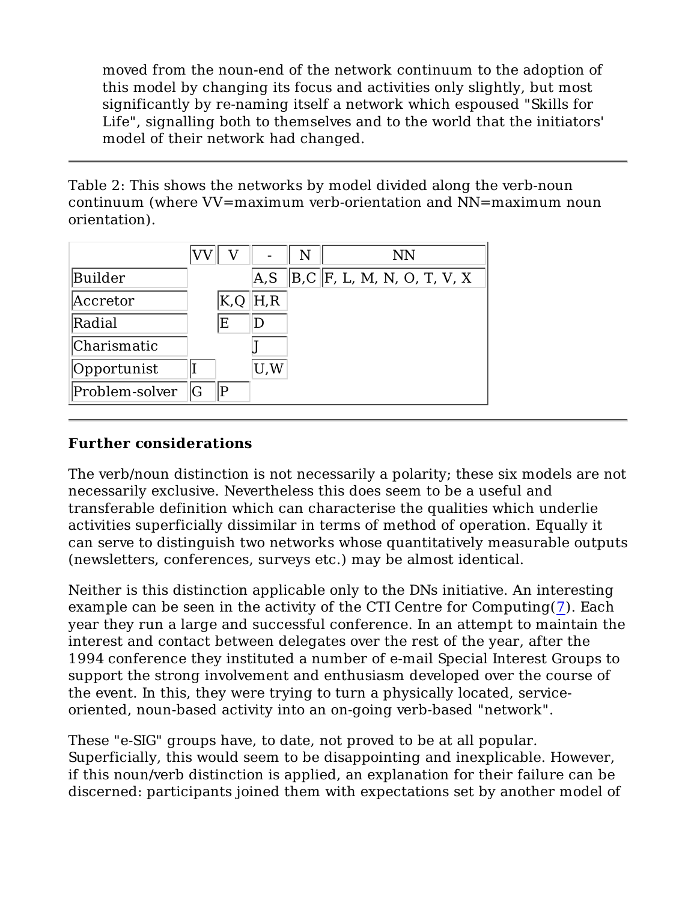moved from the noun-end of the network continuum to the adoption of this model by changing its focus and activities only slightly, but most significantly by re-naming itself a network which espoused "Skills for Life", signalling both to themselves and to the world that the initiators' model of their network had changed.

---

Table 2: This shows the networks by model divided along the verb-noun continuum (where VV=maximum verb-orientation and NN=maximum noun orientation).

| | VV | V | - | N | NN |
|---|---|---|---|---|---|
| Builder | | | A,S | B,C | F, L, M, N, O, T, V, X |
| Accretor | | K,Q | H,R | | |
| Radial | | E | D | | |
| Charismatic | | | J | | |
| Opportunist | I | | U,W | | |
| Problem-solver | G | P | | | |

---

**Further considerations**

The verb/noun distinction is not necessarily a polarity; these six models are not necessarily exclusive. Nevertheless this does seem to be a useful and transferable definition which can characterise the qualities which underlie activities superficially dissimilar in terms of method of operation. Equally it can serve to distinguish two networks whose quantitatively measurable outputs (newsletters, conferences, surveys etc.) may be almost identical.

Neither is this distinction applicable only to the DNs initiative. An interesting example can be seen in the activity of the CTI Centre for Computing(7). Each year they run a large and successful conference. In an attempt to maintain the interest and contact between delegates over the rest of the year, after the 1994 conference they instituted a number of e-mail Special Interest Groups to support the strong involvement and enthusiasm developed over the course of the event. In this, they were trying to turn a physically located, service-oriented, noun-based activity into an on-going verb-based "network".

These "e-SIG" groups have, to date, not proved to be at all popular. Superficially, this would seem to be disappointing and inexplicable. However, if this noun/verb distinction is applied, an explanation for their failure can be discerned: participants joined them with expectations set by another model of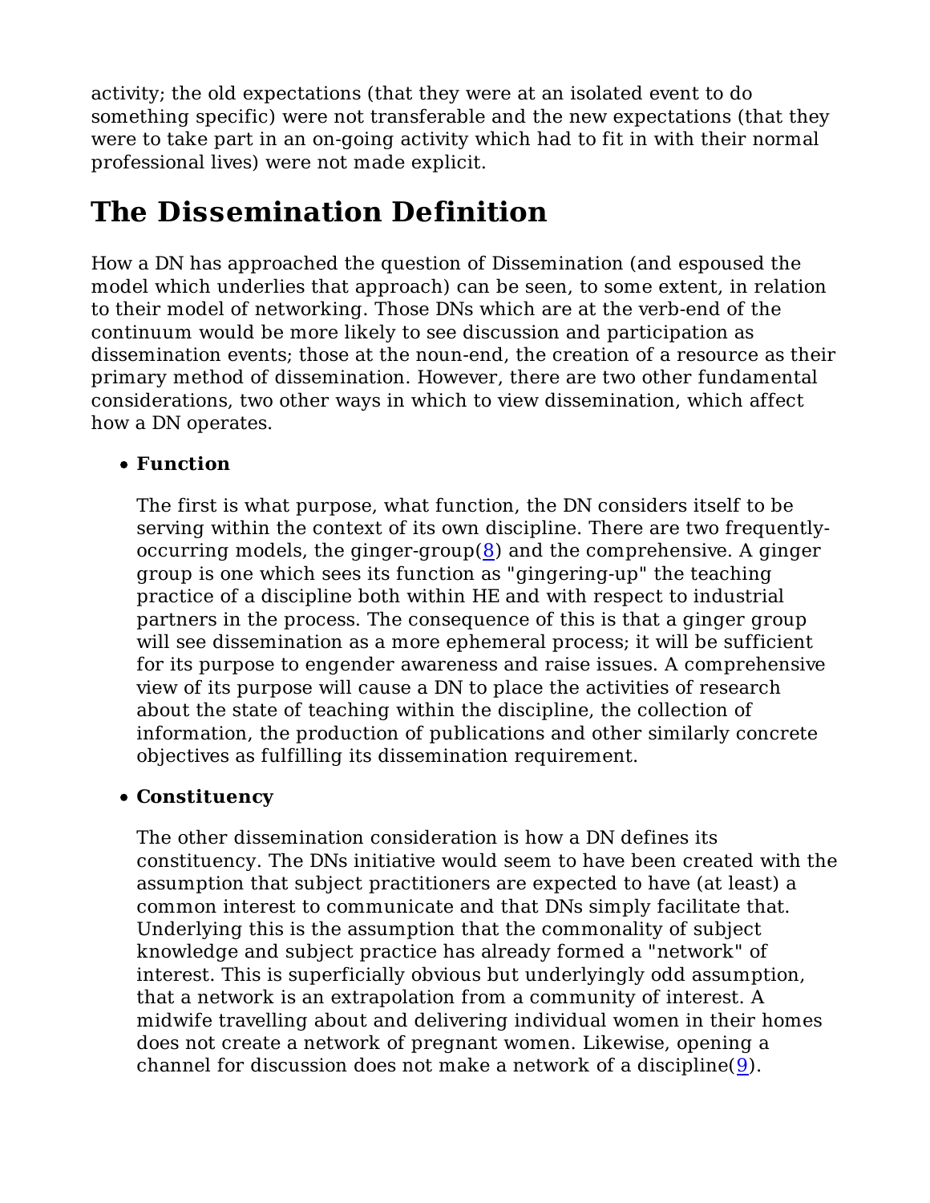activity; the old expectations (that they were at an isolated event to do something specific) were not transferable and the new expectations (that they were to take part in an on-going activity which had to fit in with their normal professional lives) were not made explicit.

# The Dissemination Definition

How a DN has approached the question of Dissemination (and espoused the model which underlies that approach) can be seen, to some extent, in relation to their model of networking. Those DNs which are at the verb-end of the continuum would be more likely to see discussion and participation as dissemination events; those at the noun-end, the creation of a resource as their primary method of dissemination. However, there are two other fundamental considerations, two other ways in which to view dissemination, which affect how a DN operates.

- **Function**

  The first is what purpose, what function, the DN considers itself to be serving within the context of its own discipline. There are two frequently-occurring models, the ginger-group(8) and the comprehensive. A ginger group is one which sees its function as "gingering-up" the teaching practice of a discipline both within HE and with respect to industrial partners in the process. The consequence of this is that a ginger group will see dissemination as a more ephemeral process; it will be sufficient for its purpose to engender awareness and raise issues. A comprehensive view of its purpose will cause a DN to place the activities of research about the state of teaching within the discipline, the collection of information, the production of publications and other similarly concrete objectives as fulfilling its dissemination requirement.

- **Constituency**

  The other dissemination consideration is how a DN defines its constituency. The DNs initiative would seem to have been created with the assumption that subject practitioners are expected to have (at least) a common interest to communicate and that DNs simply facilitate that. Underlying this is the assumption that the commonality of subject knowledge and subject practice has already formed a "network" of interest. This is superficially obvious but underlyingly odd assumption, that a network is an extrapolation from a community of interest. A midwife travelling about and delivering individual women in their homes does not create a network of pregnant women. Likewise, opening a channel for discussion does not make a network of a discipline(9).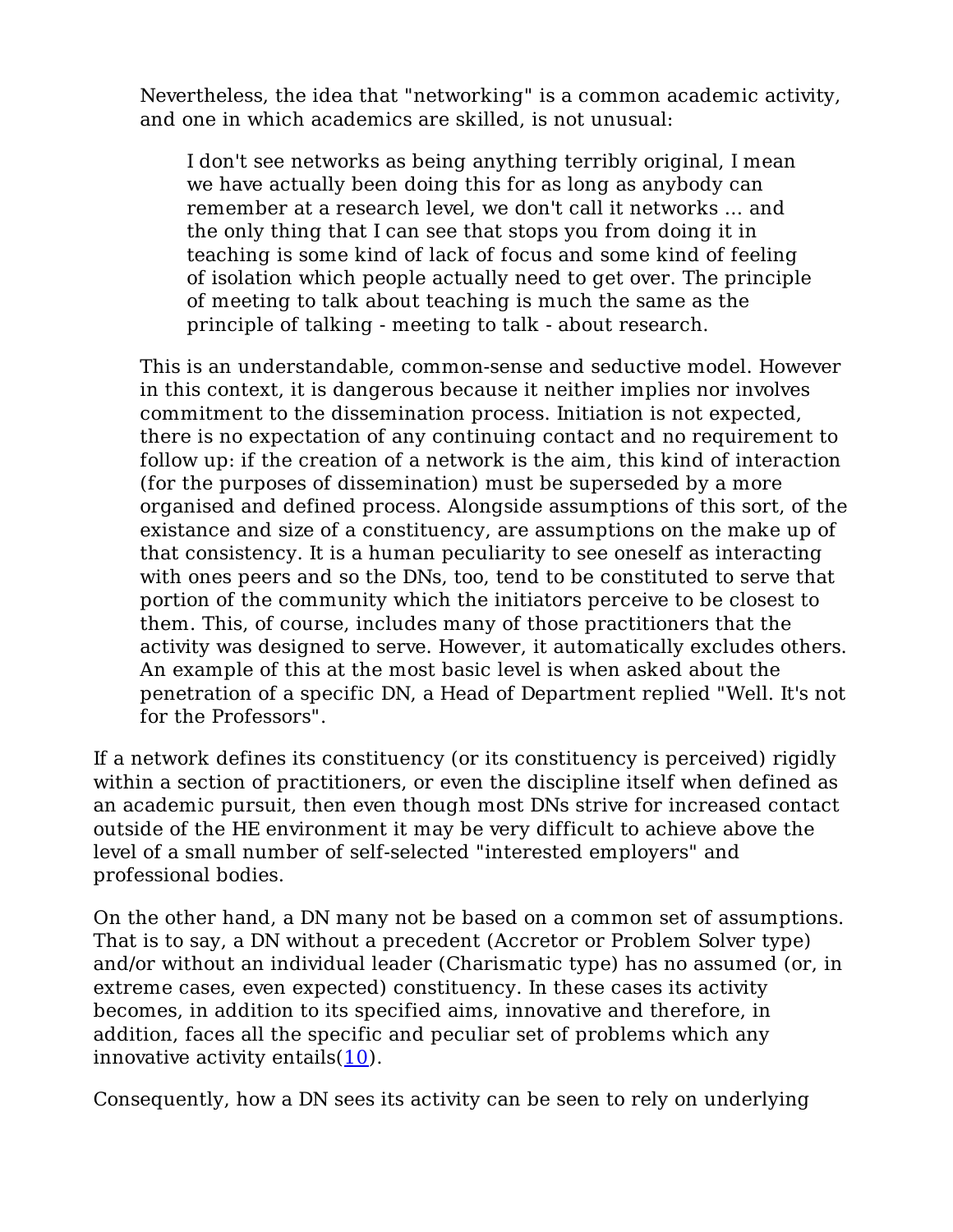Nevertheless, the idea that "networking" is a common academic activity, and one in which academics are skilled, is not unusual:

> I don't see networks as being anything terribly original, I mean we have actually been doing this for as long as anybody can remember at a research level, we don't call it networks ... and the only thing that I can see that stops you from doing it in teaching is some kind of lack of focus and some kind of feeling of isolation which people actually need to get over. The principle of meeting to talk about teaching is much the same as the principle of talking - meeting to talk - about research.

This is an understandable, common-sense and seductive model. However in this context, it is dangerous because it neither implies nor involves commitment to the dissemination process. Initiation is not expected, there is no expectation of any continuing contact and no requirement to follow up: if the creation of a network is the aim, this kind of interaction (for the purposes of dissemination) must be superseded by a more organised and defined process. Alongside assumptions of this sort, of the existance and size of a constituency, are assumptions on the make up of that consistency. It is a human peculiarity to see oneself as interacting with ones peers and so the DNs, too, tend to be constituted to serve that portion of the community which the initiators perceive to be closest to them. This, of course, includes many of those practitioners that the activity was designed to serve. However, it automatically excludes others. An example of this at the most basic level is when asked about the penetration of a specific DN, a Head of Department replied "Well. It's not for the Professors".

If a network defines its constituency (or its constituency is perceived) rigidly within a section of practitioners, or even the discipline itself when defined as an academic pursuit, then even though most DNs strive for increased contact outside of the HE environment it may be very difficult to achieve above the level of a small number of self-selected "interested employers" and professional bodies.

On the other hand, a DN many not be based on a common set of assumptions. That is to say, a DN without a precedent (Accretor or Problem Solver type) and/or without an individual leader (Charismatic type) has no assumed (or, in extreme cases, even expected) constituency. In these cases its activity becomes, in addition to its specified aims, innovative and therefore, in addition, faces all the specific and peculiar set of problems which any innovative activity entails(10).

Consequently, how a DN sees its activity can be seen to rely on underlying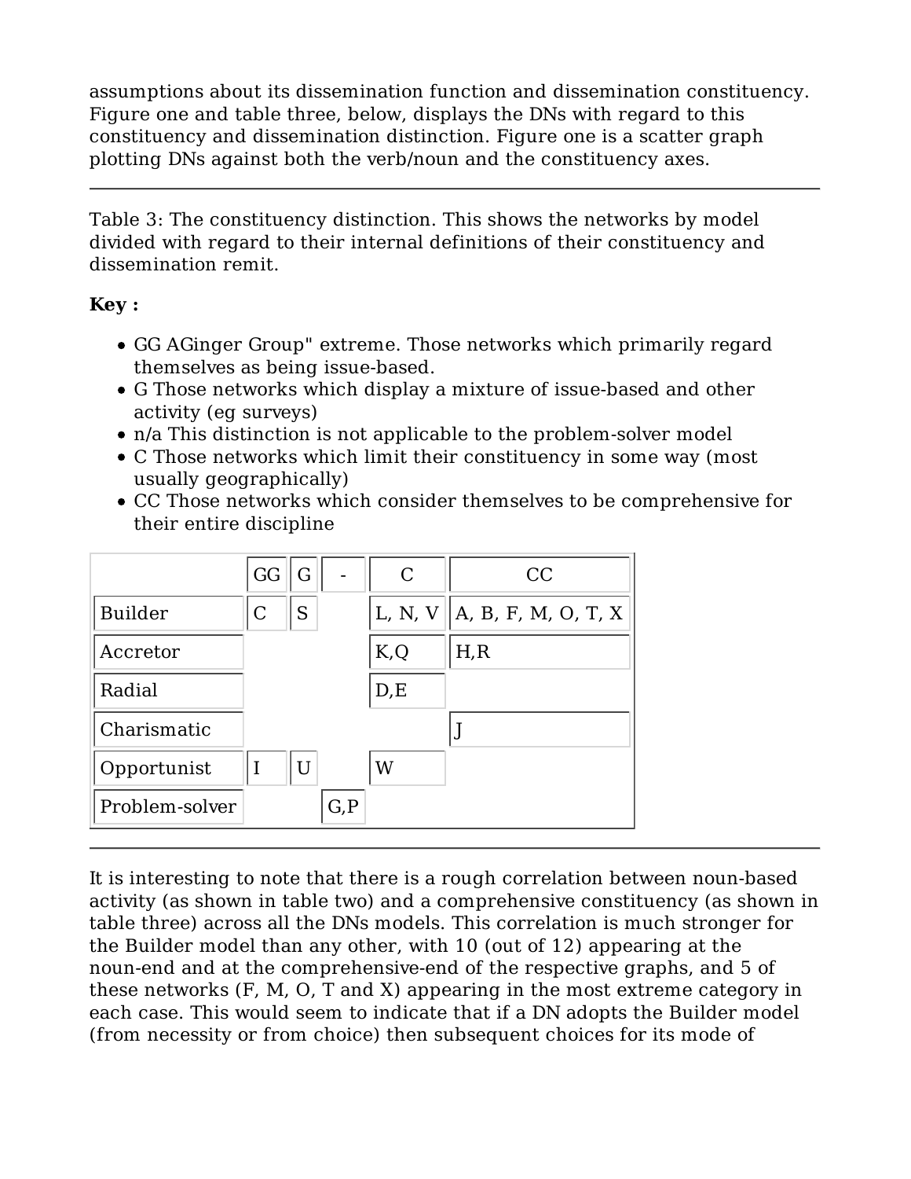assumptions about its dissemination function and dissemination constituency. Figure one and table three, below, displays the DNs with regard to this constituency and dissemination distinction. Figure one is a scatter graph plotting DNs against both the verb/noun and the constituency axes.

---

Table 3: The constituency distinction. This shows the networks by model divided with regard to their internal definitions of their constituency and dissemination remit.

**Key :**

- GG AGinger Group" extreme. Those networks which primarily regard themselves as being issue-based.
- G Those networks which display a mixture of issue-based and other activity (eg surveys)
- n/a This distinction is not applicable to the problem-solver model
- C Those networks which limit their constituency in some way (most usually geographically)
- CC Those networks which consider themselves to be comprehensive for their entire discipline

| | GG | G | - | C | CC |
|---|---|---|---|---|---|
| Builder | C | S | | L, N, V | A, B, F, M, O, T, X |
| Accretor | | | | K,Q | H,R |
| Radial | | | | D,E | |
| Charismatic | | | | | J |
| Opportunist | I | U | | W | |
| Problem-solver | | | G,P | | |

---

It is interesting to note that there is a rough correlation between noun-based activity (as shown in table two) and a comprehensive constituency (as shown in table three) across all the DNs models. This correlation is much stronger for the Builder model than any other, with 10 (out of 12) appearing at the noun-end and at the comprehensive-end of the respective graphs, and 5 of these networks (F, M, O, T and X) appearing in the most extreme category in each case. This would seem to indicate that if a DN adopts the Builder model (from necessity or from choice) then subsequent choices for its mode of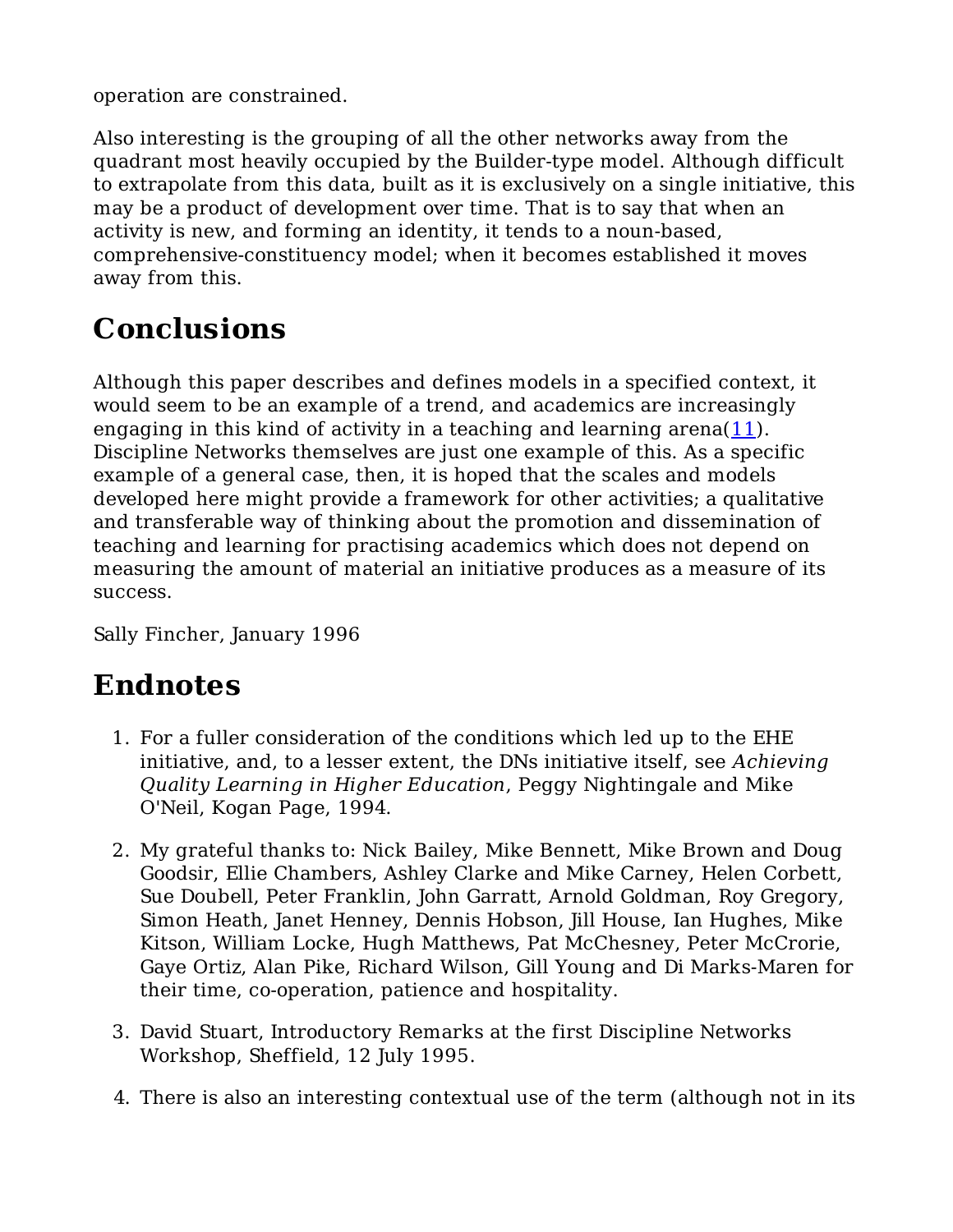operation are constrained.

Also interesting is the grouping of all the other networks away from the quadrant most heavily occupied by the Builder-type model. Although difficult to extrapolate from this data, built as it is exclusively on a single initiative, this may be a product of development over time. That is to say that when an activity is new, and forming an identity, it tends to a noun-based, comprehensive-constituency model; when it becomes established it moves away from this.

# Conclusions

Although this paper describes and defines models in a specified context, it would seem to be an example of a trend, and academics are increasingly engaging in this kind of activity in a teaching and learning arena(11). Discipline Networks themselves are just one example of this. As a specific example of a general case, then, it is hoped that the scales and models developed here might provide a framework for other activities; a qualitative and transferable way of thinking about the promotion and dissemination of teaching and learning for practising academics which does not depend on measuring the amount of material an initiative produces as a measure of its success.

Sally Fincher, January 1996

# Endnotes

1. For a fuller consideration of the conditions which led up to the EHE initiative, and, to a lesser extent, the DNs initiative itself, see *Achieving Quality Learning in Higher Education*, Peggy Nightingale and Mike O'Neil, Kogan Page, 1994.

2. My grateful thanks to: Nick Bailey, Mike Bennett, Mike Brown and Doug Goodsir, Ellie Chambers, Ashley Clarke and Mike Carney, Helen Corbett, Sue Doubell, Peter Franklin, John Garratt, Arnold Goldman, Roy Gregory, Simon Heath, Janet Henney, Dennis Hobson, Jill House, Ian Hughes, Mike Kitson, William Locke, Hugh Matthews, Pat McChesney, Peter McCrorie, Gaye Ortiz, Alan Pike, Richard Wilson, Gill Young and Di Marks-Maren for their time, co-operation, patience and hospitality.

3. David Stuart, Introductory Remarks at the first Discipline Networks Workshop, Sheffield, 12 July 1995.

4. There is also an interesting contextual use of the term (although not in its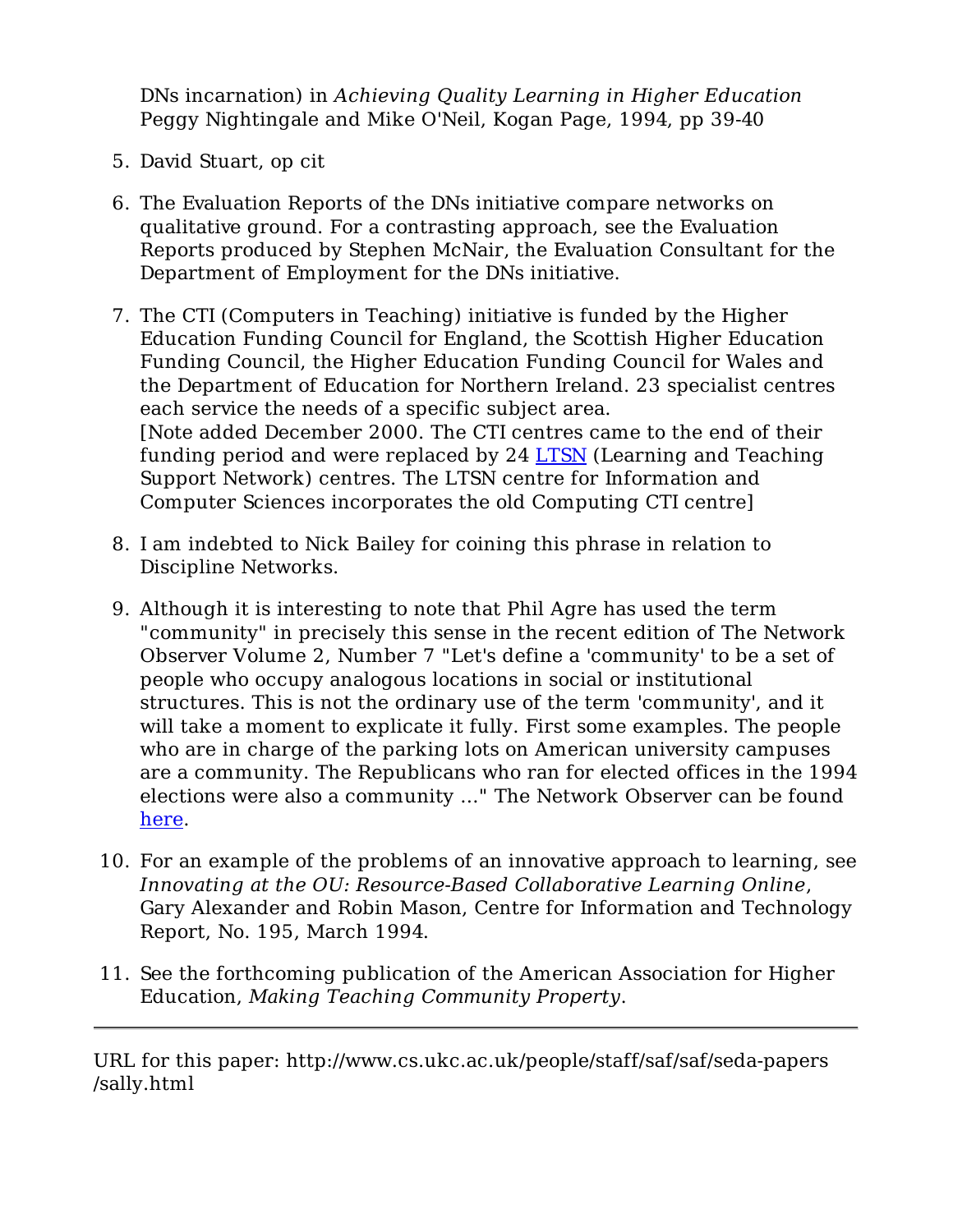DNs incarnation) in *Achieving Quality Learning in Higher Education* Peggy Nightingale and Mike O'Neil, Kogan Page, 1994, pp 39-40

5. David Stuart, op cit

6. The Evaluation Reports of the DNs initiative compare networks on qualitative ground. For a contrasting approach, see the Evaluation Reports produced by Stephen McNair, the Evaluation Consultant for the Department of Employment for the DNs initiative.

7. The CTI (Computers in Teaching) initiative is funded by the Higher Education Funding Council for England, the Scottish Higher Education Funding Council, the Higher Education Funding Council for Wales and the Department of Education for Northern Ireland. 23 specialist centres each service the needs of a specific subject area.
[Note added December 2000. The CTI centres came to the end of their funding period and were replaced by 24 LTSN (Learning and Teaching Support Network) centres. The LTSN centre for Information and Computer Sciences incorporates the old Computing CTI centre]

8. I am indebted to Nick Bailey for coining this phrase in relation to Discipline Networks.

9. Although it is interesting to note that Phil Agre has used the term "community" in precisely this sense in the recent edition of The Network Observer Volume 2, Number 7 "Let's define a 'community' to be a set of people who occupy analogous locations in social or institutional structures. This is not the ordinary use of the term 'community', and it will take a moment to explicate it fully. First some examples. The people who are in charge of the parking lots on American university campuses are a community. The Republicans who ran for elected offices in the 1994 elections were also a community ..." The Network Observer can be found here.

10. For an example of the problems of an innovative approach to learning, see *Innovating at the OU: Resource-Based Collaborative Learning Online*, Gary Alexander and Robin Mason, Centre for Information and Technology Report, No. 195, March 1994.

11. See the forthcoming publication of the American Association for Higher Education, *Making Teaching Community Property*.

---

URL for this paper: http://www.cs.ukc.ac.uk/people/staff/saf/saf/seda-papers/sally.html